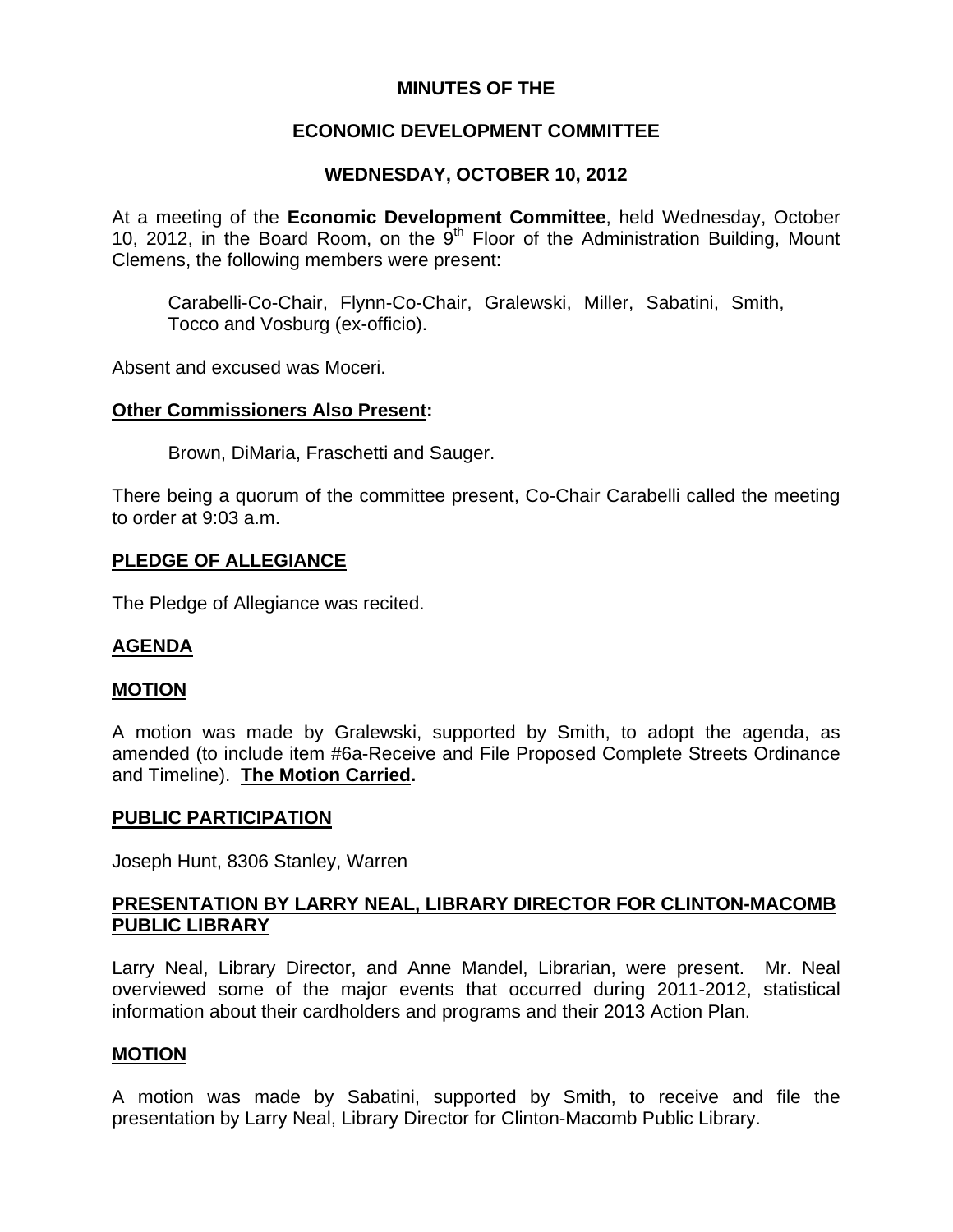**MINUTES OF THE**

**ECONOMIC DEVELOPMENT COMMITTEE**

**WEDNESDAY, OCTOBER 10, 2012**

At a meeting of the **Economic Development Committee**, held Wednesday, October 10, 2012, in the Board Room, on the 9th Floor of the Administration Building, Mount Clemens, the following members were present:

Carabelli-Co-Chair, Flynn-Co-Chair, Gralewski, Miller, Sabatini, Smith, Tocco and Vosburg (ex-officio).

Absent and excused was Moceri.

**Other Commissioners Also Present:**

Brown, DiMaria, Fraschetti and Sauger.

There being a quorum of the committee present, Co-Chair Carabelli called the meeting to order at 9:03 a.m.

**PLEDGE OF ALLEGIANCE**

The Pledge of Allegiance was recited.

**AGENDA**

**MOTION**

A motion was made by Gralewski, supported by Smith, to adopt the agenda, as amended (to include item #6a-Receive and File Proposed Complete Streets Ordinance and Timeline). **The Motion Carried.**

**PUBLIC PARTICIPATION**

Joseph Hunt, 8306 Stanley, Warren

**PRESENTATION BY LARRY NEAL, LIBRARY DIRECTOR FOR CLINTON-MACOMB PUBLIC LIBRARY**

Larry Neal, Library Director, and Anne Mandel, Librarian, were present. Mr. Neal overviewed some of the major events that occurred during 2011-2012, statistical information about their cardholders and programs and their 2013 Action Plan.

**MOTION**

A motion was made by Sabatini, supported by Smith, to receive and file the presentation by Larry Neal, Library Director for Clinton-Macomb Public Library.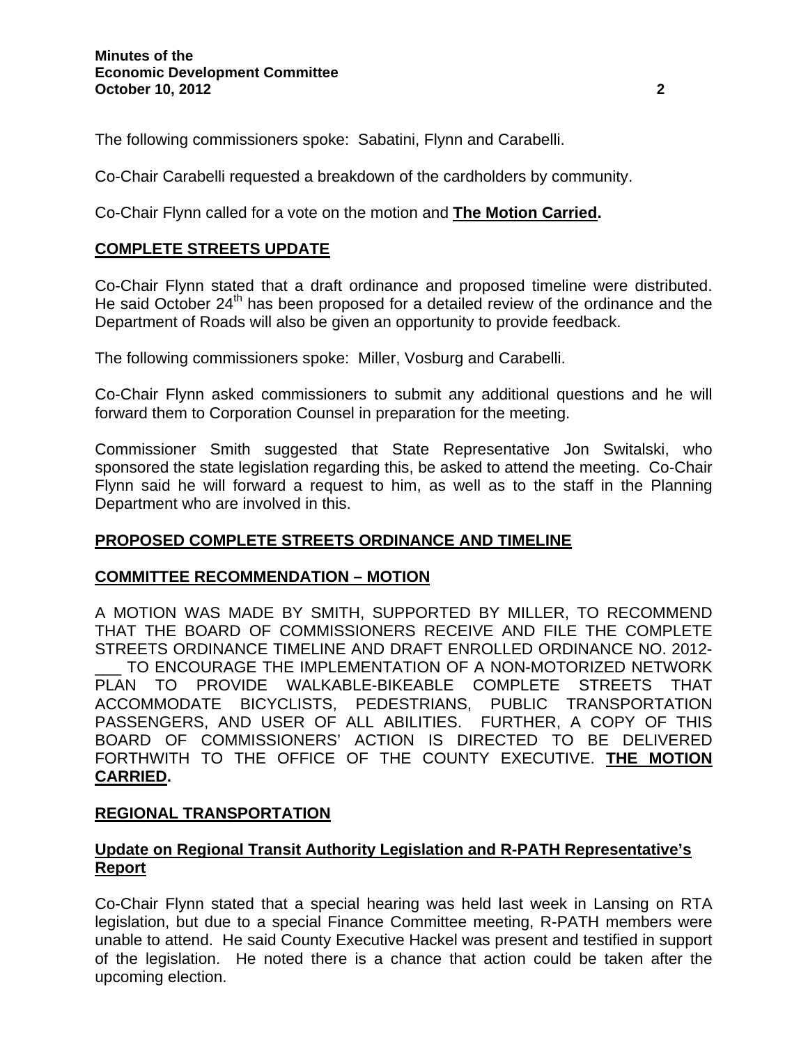The following commissioners spoke: Sabatini, Flynn and Carabelli.

Co-Chair Carabelli requested a breakdown of the cardholders by community.

Co-Chair Flynn called for a vote on the motion and **The Motion Carried.**

## COMPLETE STREETS UPDATE

Co-Chair Flynn stated that a draft ordinance and proposed timeline were distributed. He said October 24th has been proposed for a detailed review of the ordinance and the Department of Roads will also be given an opportunity to provide feedback.

The following commissioners spoke: Miller, Vosburg and Carabelli.

Co-Chair Flynn asked commissioners to submit any additional questions and he will forward them to Corporation Counsel in preparation for the meeting.

Commissioner Smith suggested that State Representative Jon Switalski, who sponsored the state legislation regarding this, be asked to attend the meeting. Co-Chair Flynn said he will forward a request to him, as well as to the staff in the Planning Department who are involved in this.

## PROPOSED COMPLETE STREETS ORDINANCE AND TIMELINE

## COMMITTEE RECOMMENDATION – MOTION

A MOTION WAS MADE BY SMITH, SUPPORTED BY MILLER, TO RECOMMEND THAT THE BOARD OF COMMISSIONERS RECEIVE AND FILE THE COMPLETE STREETS ORDINANCE TIMELINE AND DRAFT ENROLLED ORDINANCE NO. 2012-___ TO ENCOURAGE THE IMPLEMENTATION OF A NON-MOTORIZED NETWORK PLAN TO PROVIDE WALKABLE-BIKEABLE COMPLETE STREETS THAT ACCOMMODATE BICYCLISTS, PEDESTRIANS, PUBLIC TRANSPORTATION PASSENGERS, AND USER OF ALL ABILITIES. FURTHER, A COPY OF THIS BOARD OF COMMISSIONERS' ACTION IS DIRECTED TO BE DELIVERED FORTHWITH TO THE OFFICE OF THE COUNTY EXECUTIVE. **THE MOTION CARRIED.**

## REGIONAL TRANSPORTATION

### Update on Regional Transit Authority Legislation and R-PATH Representative's Report

Co-Chair Flynn stated that a special hearing was held last week in Lansing on RTA legislation, but due to a special Finance Committee meeting, R-PATH members were unable to attend. He said County Executive Hackel was present and testified in support of the legislation. He noted there is a chance that action could be taken after the upcoming election.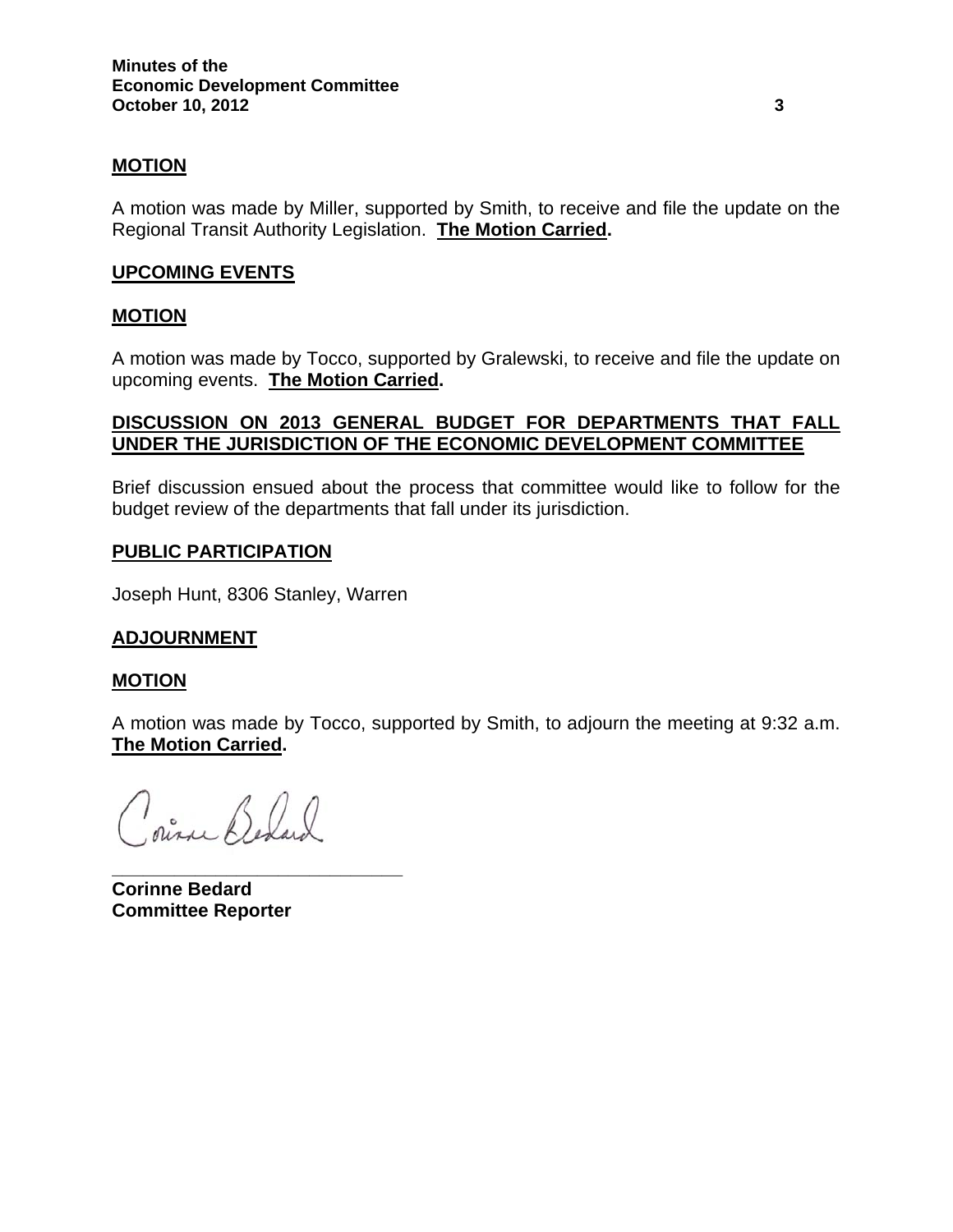**MOTION**

A motion was made by Miller, supported by Smith, to receive and file the update on the Regional Transit Authority Legislation. **The Motion Carried.**

**UPCOMING EVENTS**

**MOTION**

A motion was made by Tocco, supported by Gralewski, to receive and file the update on upcoming events. **The Motion Carried.**

**DISCUSSION ON 2013 GENERAL BUDGET FOR DEPARTMENTS THAT FALL UNDER THE JURISDICTION OF THE ECONOMIC DEVELOPMENT COMMITTEE**

Brief discussion ensued about the process that committee would like to follow for the budget review of the departments that fall under its jurisdiction.

**PUBLIC PARTICIPATION**

Joseph Hunt, 8306 Stanley, Warren

**ADJOURNMENT**

**MOTION**

A motion was made by Tocco, supported by Smith, to adjourn the meeting at 9:32 a.m. **The Motion Carried.**

\_\_\_\_\_\_\_\_\_\_\_\_\_\_\_\_\_\_\_\_\_\_\_\_\_\_\_\_\_\_

**Corinne Bedard**
**Committee Reporter**